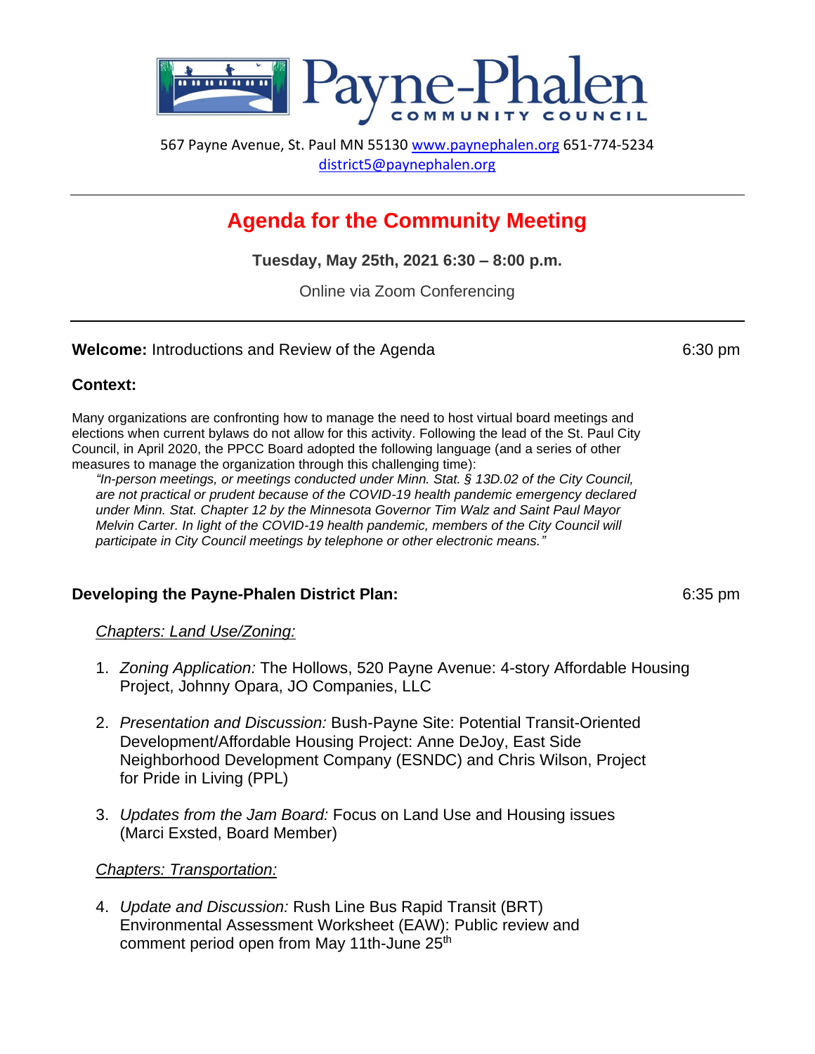# Payne-Phalen

COMMUNITY COUNCIL

567 Payne Avenue, St. Paul MN 55130 www.paynephalen.org 651-774-5234
district5@paynephalen.org

---

## Agenda for the Community Meeting

**Tuesday, May 25th, 2021 6:30 – 8:00 p.m.**

Online via Zoom Conferencing

---

**Welcome:** Introductions and Review of the Agenda — 6:30 pm

**Context:**

Many organizations are confronting how to manage the need to host virtual board meetings and elections when current bylaws do not allow for this activity. Following the lead of the St. Paul City Council, in April 2020, the PPCC Board adopted the following language (and a series of other measures to manage the organization through this challenging time):

> *"In-person meetings, or meetings conducted under Minn. Stat. § 13D.02 of the City Council, are not practical or prudent because of the COVID-19 health pandemic emergency declared under Minn. Stat. Chapter 12 by the Minnesota Governor Tim Walz and Saint Paul Mayor Melvin Carter. In light of the COVID-19 health pandemic, members of the City Council will participate in City Council meetings by telephone or other electronic means."*

**Developing the Payne-Phalen District Plan:** — 6:35 pm

*Chapters: Land Use/Zoning:*

1. *Zoning Application:* The Hollows, 520 Payne Avenue: 4-story Affordable Housing Project, Johnny Opara, JO Companies, LLC

2. *Presentation and Discussion:* Bush-Payne Site: Potential Transit-Oriented Development/Affordable Housing Project: Anne DeJoy, East Side Neighborhood Development Company (ESNDC) and Chris Wilson, Project for Pride in Living (PPL)

3. *Updates from the Jam Board:* Focus on Land Use and Housing issues (Marci Exsted, Board Member)

*Chapters: Transportation:*

4. *Update and Discussion:* Rush Line Bus Rapid Transit (BRT) Environmental Assessment Worksheet (EAW): Public review and comment period open from May 11th-June 25th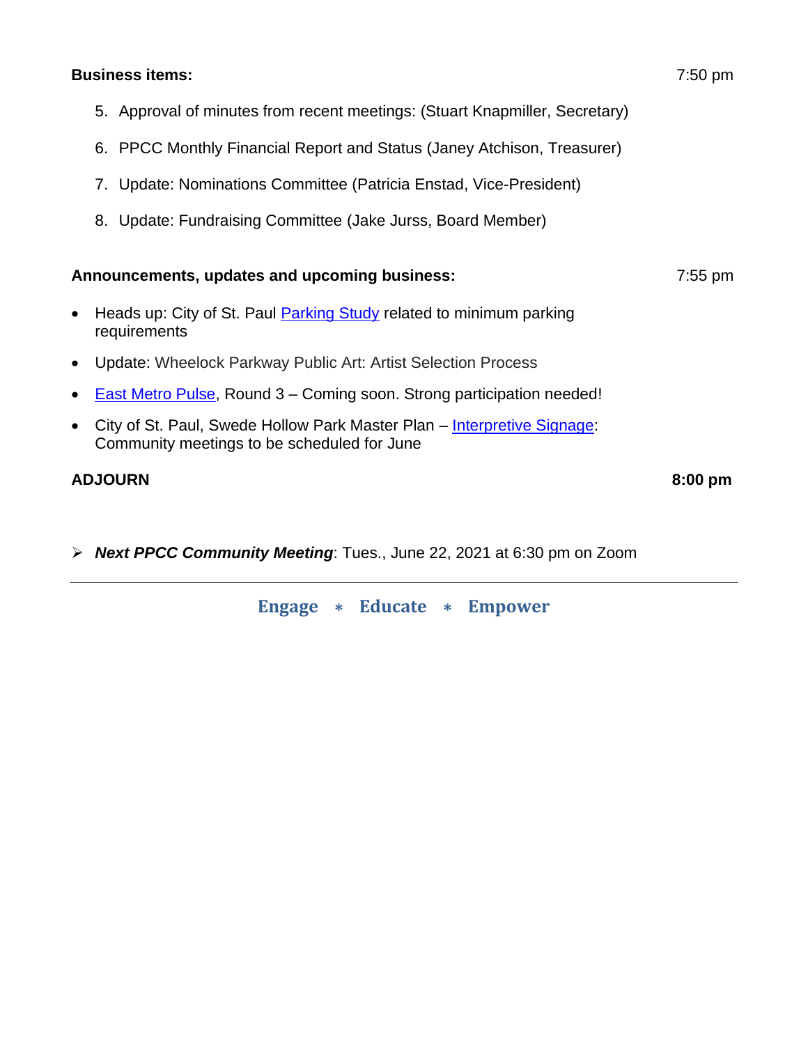**Business items:** 7:50 pm

5. Approval of minutes from recent meetings: (Stuart Knapmiller, Secretary)
6. PPCC Monthly Financial Report and Status (Janey Atchison, Treasurer)
7. Update: Nominations Committee (Patricia Enstad, Vice-President)
8. Update: Fundraising Committee (Jake Jurss, Board Member)

**Announcements, updates and upcoming business:** 7:55 pm

- Heads up: City of St. Paul Parking Study related to minimum parking requirements
- Update: Wheelock Parkway Public Art: Artist Selection Process
- East Metro Pulse, Round 3 – Coming soon. Strong participation needed!
- City of St. Paul, Swede Hollow Park Master Plan – Interpretive Signage: Community meetings to be scheduled for June

**ADJOURN** **8:00 pm**

- ***Next PPCC Community Meeting***: Tues., June 22, 2021 at 6:30 pm on Zoom

---

**Engage ∗ Educate ∗ Empower**